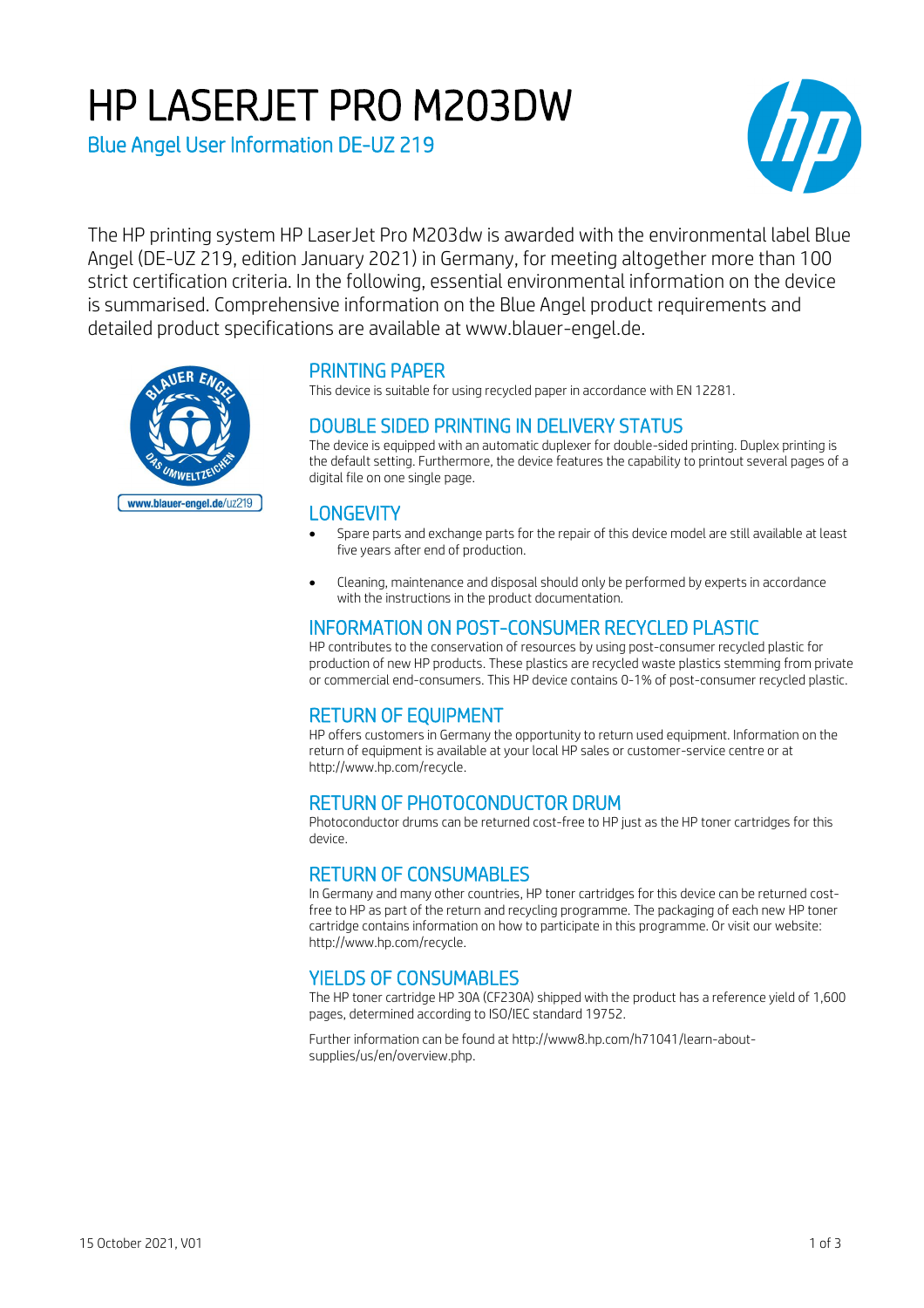# HP LASERJET PRO M203DW

## Blue Angel User Information DE-UZ 219

The HP printing system HP LaserJet Pro M203dw is awarded with the environmental label Blue Angel (DE-UZ 219, edition January 2021) in Germany, for meeting altogether more than 100 strict certification criteria. In the following, essential environmental information on the device is summarised. Comprehensive information on the Blue Angel product requirements and detailed product specifications are available at www.blauer-engel.de.

www.blauer-engel.de/uz219

### PRINTING PAPER

This device is suitable for using recycled paper in accordance with EN 12281.

### DOUBLE SIDED PRINTING IN DELIVERY STATUS

The device is equipped with an automatic duplexer for double-sided printing. Duplex printing is the default setting. Furthermore, the device features the capability to printout several pages of a digital file on one single page.

### LONGEVITY

- Spare parts and exchange parts for the repair of this device model are still available at least five years after end of production.
- Cleaning, maintenance and disposal should only be performed by experts in accordance with the instructions in the product documentation.

### INFORMATION ON POST-CONSUMER RECYCLED PLASTIC

HP contributes to the conservation of resources by using post-consumer recycled plastic for production of new HP products. These plastics are recycled waste plastics stemming from private or commercial end-consumers. This HP device contains 0-1% of post-consumer recycled plastic.

### RETURN OF EQUIPMENT

HP offers customers in Germany the opportunity to return used equipment. Information on the return of equipment is available at your local HP sales or customer-service centre or at http://www.hp.com/recycle.

### RETURN OF PHOTOCONDUCTOR DRUM

Photoconductor drums can be returned cost-free to HP just as the HP toner cartridges for this device.

### RETURN OF CONSUMABLES

In Germany and many other countries, HP toner cartridges for this device can be returned cost-free to HP as part of the return and recycling programme. The packaging of each new HP toner cartridge contains information on how to participate in this programme. Or visit our website: http://www.hp.com/recycle.

### YIELDS OF CONSUMABLES

The HP toner cartridge HP 30A (CF230A) shipped with the product has a reference yield of 1,600 pages, determined according to ISO/IEC standard 19752.

Further information can be found at http://www8.hp.com/h71041/learn-about-supplies/us/en/overview.php.

15 October 2021, V01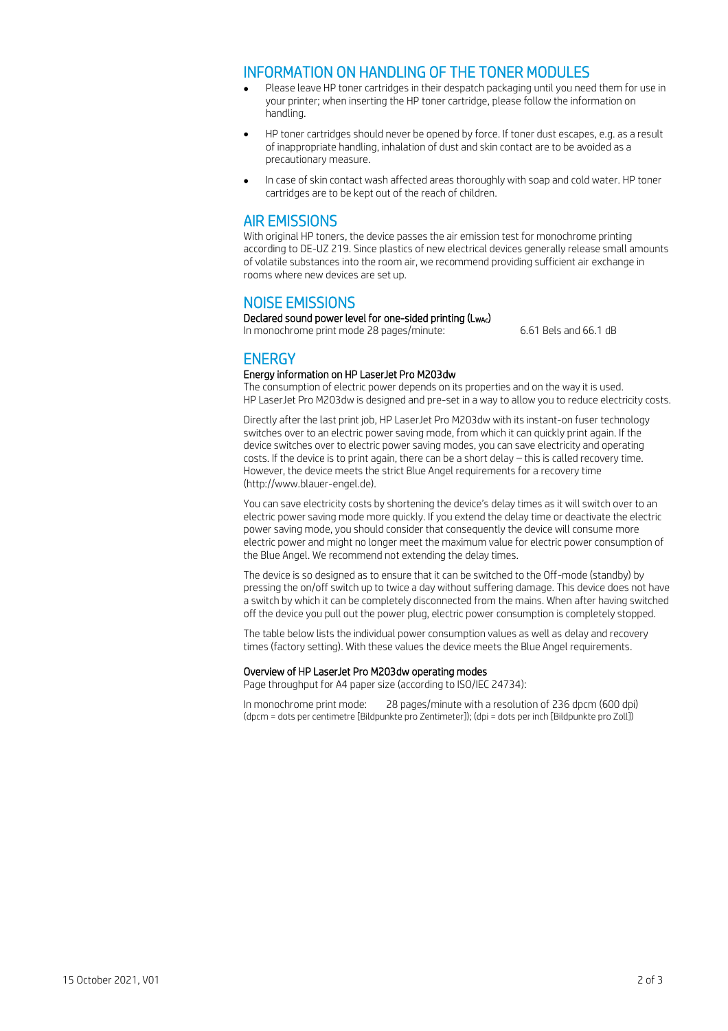## INFORMATION ON HANDLING OF THE TONER MODULES

- Please leave HP toner cartridges in their despatch packaging until you need them for use in your printer; when inserting the HP toner cartridge, please follow the information on handling.
- HP toner cartridges should never be opened by force. If toner dust escapes, e.g. as a result of inappropriate handling, inhalation of dust and skin contact are to be avoided as a precautionary measure.
- In case of skin contact wash affected areas thoroughly with soap and cold water. HP toner cartridges are to be kept out of the reach of children.

## AIR EMISSIONS

With original HP toners, the device passes the air emission test for monochrome printing according to DE-UZ 219. Since plastics of new electrical devices generally release small amounts of volatile substances into the room air, we recommend providing sufficient air exchange in rooms where new devices are set up.

## NOISE EMISSIONS

**Declared sound power level for one-sided printing ($L_{WAc}$)**

In monochrome print mode 28 pages/minute: 6.61 Bels and 66.1 dB

## ENERGY

**Energy information on HP LaserJet Pro M203dw**

The consumption of electric power depends on its properties and on the way it is used. HP LaserJet Pro M203dw is designed and pre-set in a way to allow you to reduce electricity costs.

Directly after the last print job, HP LaserJet Pro M203dw with its instant-on fuser technology switches over to an electric power saving mode, from which it can quickly print again. If the device switches over to electric power saving modes, you can save electricity and operating costs. If the device is to print again, there can be a short delay – this is called recovery time. However, the device meets the strict Blue Angel requirements for a recovery time (http://www.blauer-engel.de).

You can save electricity costs by shortening the device's delay times as it will switch over to an electric power saving mode more quickly. If you extend the delay time or deactivate the electric power saving mode, you should consider that consequently the device will consume more electric power and might no longer meet the maximum value for electric power consumption of the Blue Angel. We recommend not extending the delay times.

The device is so designed as to ensure that it can be switched to the Off-mode (standby) by pressing the on/off switch up to twice a day without suffering damage. This device does not have a switch by which it can be completely disconnected from the mains. When after having switched off the device you pull out the power plug, electric power consumption is completely stopped.

The table below lists the individual power consumption values as well as delay and recovery times (factory setting). With these values the device meets the Blue Angel requirements.

**Overview of HP LaserJet Pro M203dw operating modes**

Page throughput for A4 paper size (according to ISO/IEC 24734):

In monochrome print mode: 28 pages/minute with a resolution of 236 dpcm (600 dpi)

(dpcm = dots per centimetre [Bildpunkte pro Zentimeter]); (dpi = dots per inch [Bildpunkte pro Zoll])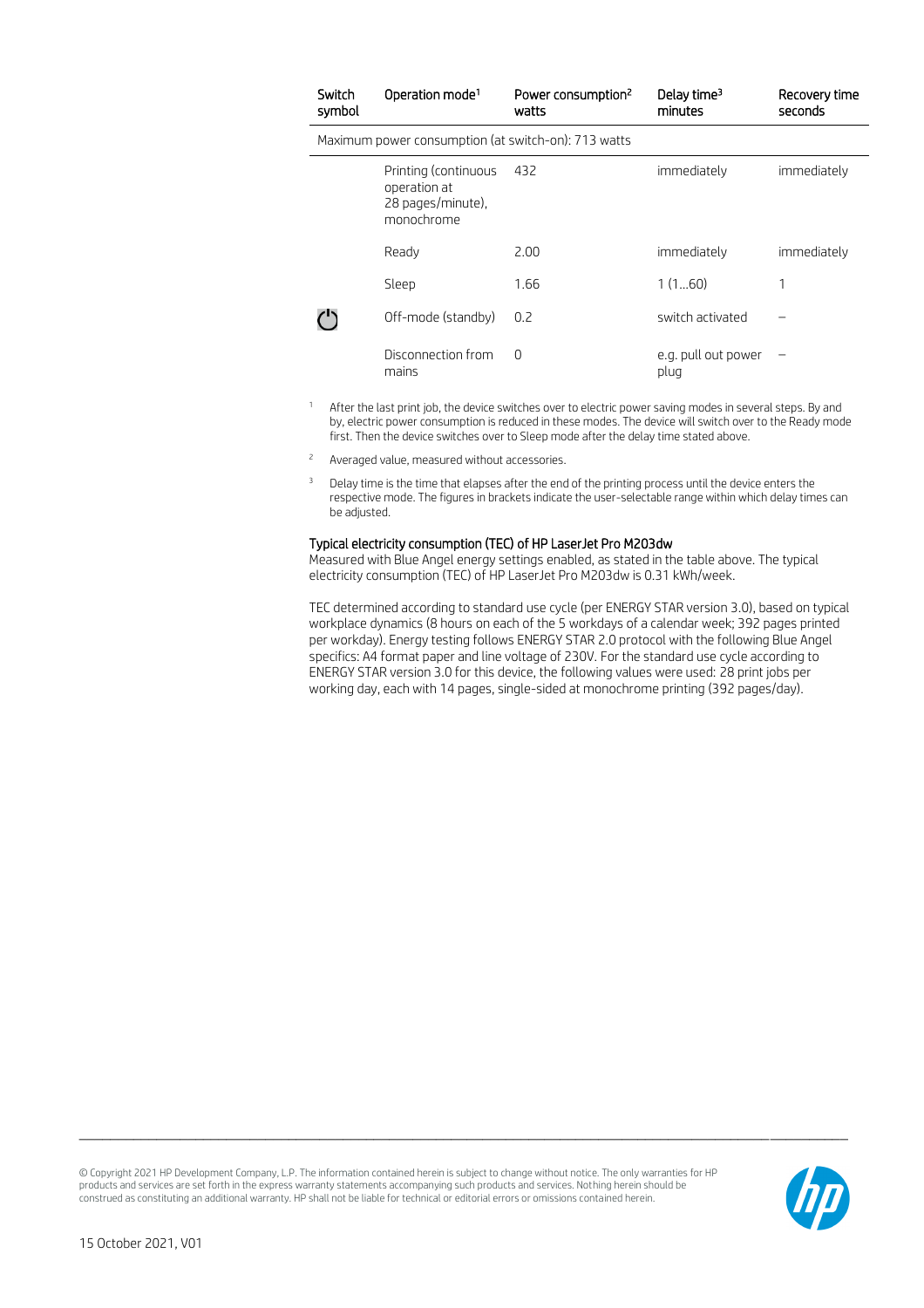| Switch symbol | Operation mode[1] | Power consumption[2] watts | Delay time[3] minutes | Recovery time seconds |
|---|---|---|---|---|
| Maximum power consumption (at switch-on): 713 watts | | | | |
| | Printing (continuous operation at 28 pages/minute), monochrome | 432 | immediately | immediately |
| | Ready | 2.00 | immediately | immediately |
| | Sleep | 1.66 | 1 (1…60) | 1 |
| ⏻ | Off-mode (standby) | 0.2 | switch activated | – |
| | Disconnection from mains | 0 | e.g. pull out power plug | – |

[1] After the last print job, the device switches over to electric power saving modes in several steps. By and by, electric power consumption is reduced in these modes. The device will switch over to the Ready mode first. Then the device switches over to Sleep mode after the delay time stated above.

[2] Averaged value, measured without accessories.

[3] Delay time is the time that elapses after the end of the printing process until the device enters the respective mode. The figures in brackets indicate the user-selectable range within which delay times can be adjusted.

### Typical electricity consumption (TEC) of HP LaserJet Pro M203dw

Measured with Blue Angel energy settings enabled, as stated in the table above. The typical electricity consumption (TEC) of HP LaserJet Pro M203dw is 0.31 kWh/week.

TEC determined according to standard use cycle (per ENERGY STAR version 3.0), based on typical workplace dynamics (8 hours on each of the 5 workdays of a calendar week; 392 pages printed per workday). Energy testing follows ENERGY STAR 2.0 protocol with the following Blue Angel specifics: A4 format paper and line voltage of 230V. For the standard use cycle according to ENERGY STAR version 3.0 for this device, the following values were used: 28 print jobs per working day, each with 14 pages, single-sided at monochrome printing (392 pages/day).

© Copyright 2021 HP Development Company, L.P. The information contained herein is subject to change without notice. The only warranties for HP products and services are set forth in the express warranty statements accompanying such products and services. Nothing herein should be construed as constituting an additional warranty. HP shall not be liable for technical or editorial errors or omissions contained herein.

15 October 2021, V01